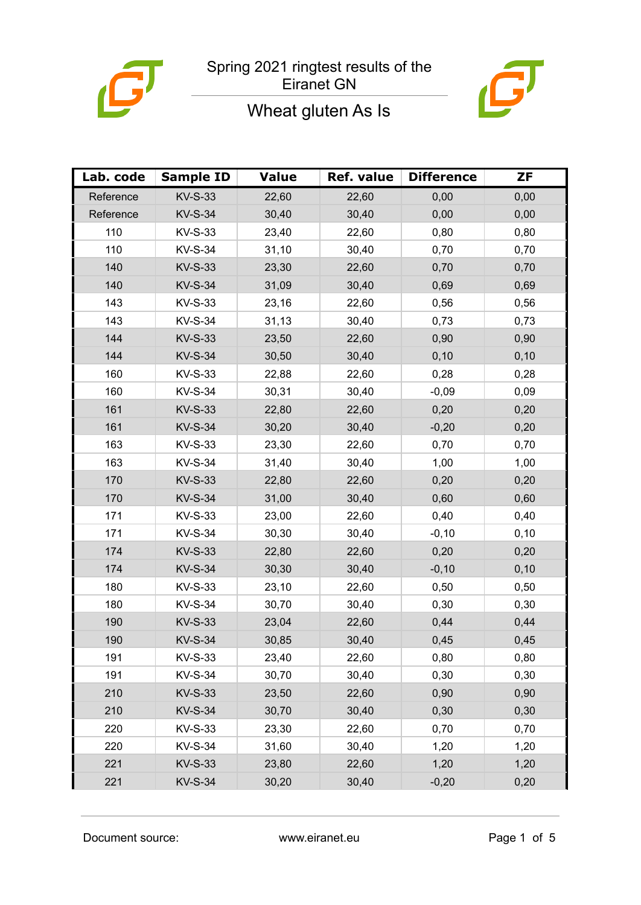# Spring 2021 ringtest results of the Eiranet GN

## Wheat gluten As Is

| Lab. code | Sample ID | Value | Ref. value | Difference | ZF |
|---|---|---|---|---|---|
| Reference | KV-S-33 | 22,60 | 22,60 | 0,00 | 0,00 |
| Reference | KV-S-34 | 30,40 | 30,40 | 0,00 | 0,00 |
| 110 | KV-S-33 | 23,40 | 22,60 | 0,80 | 0,80 |
| 110 | KV-S-34 | 31,10 | 30,40 | 0,70 | 0,70 |
| 140 | KV-S-33 | 23,30 | 22,60 | 0,70 | 0,70 |
| 140 | KV-S-34 | 31,09 | 30,40 | 0,69 | 0,69 |
| 143 | KV-S-33 | 23,16 | 22,60 | 0,56 | 0,56 |
| 143 | KV-S-34 | 31,13 | 30,40 | 0,73 | 0,73 |
| 144 | KV-S-33 | 23,50 | 22,60 | 0,90 | 0,90 |
| 144 | KV-S-34 | 30,50 | 30,40 | 0,10 | 0,10 |
| 160 | KV-S-33 | 22,88 | 22,60 | 0,28 | 0,28 |
| 160 | KV-S-34 | 30,31 | 30,40 | -0,09 | 0,09 |
| 161 | KV-S-33 | 22,80 | 22,60 | 0,20 | 0,20 |
| 161 | KV-S-34 | 30,20 | 30,40 | -0,20 | 0,20 |
| 163 | KV-S-33 | 23,30 | 22,60 | 0,70 | 0,70 |
| 163 | KV-S-34 | 31,40 | 30,40 | 1,00 | 1,00 |
| 170 | KV-S-33 | 22,80 | 22,60 | 0,20 | 0,20 |
| 170 | KV-S-34 | 31,00 | 30,40 | 0,60 | 0,60 |
| 171 | KV-S-33 | 23,00 | 22,60 | 0,40 | 0,40 |
| 171 | KV-S-34 | 30,30 | 30,40 | -0,10 | 0,10 |
| 174 | KV-S-33 | 22,80 | 22,60 | 0,20 | 0,20 |
| 174 | KV-S-34 | 30,30 | 30,40 | -0,10 | 0,10 |
| 180 | KV-S-33 | 23,10 | 22,60 | 0,50 | 0,50 |
| 180 | KV-S-34 | 30,70 | 30,40 | 0,30 | 0,30 |
| 190 | KV-S-33 | 23,04 | 22,60 | 0,44 | 0,44 |
| 190 | KV-S-34 | 30,85 | 30,40 | 0,45 | 0,45 |
| 191 | KV-S-33 | 23,40 | 22,60 | 0,80 | 0,80 |
| 191 | KV-S-34 | 30,70 | 30,40 | 0,30 | 0,30 |
| 210 | KV-S-33 | 23,50 | 22,60 | 0,90 | 0,90 |
| 210 | KV-S-34 | 30,70 | 30,40 | 0,30 | 0,30 |
| 220 | KV-S-33 | 23,30 | 22,60 | 0,70 | 0,70 |
| 220 | KV-S-34 | 31,60 | 30,40 | 1,20 | 1,20 |
| 221 | KV-S-33 | 23,80 | 22,60 | 1,20 | 1,20 |
| 221 | KV-S-34 | 30,20 | 30,40 | -0,20 | 0,20 |

Document source: www.eiranet.eu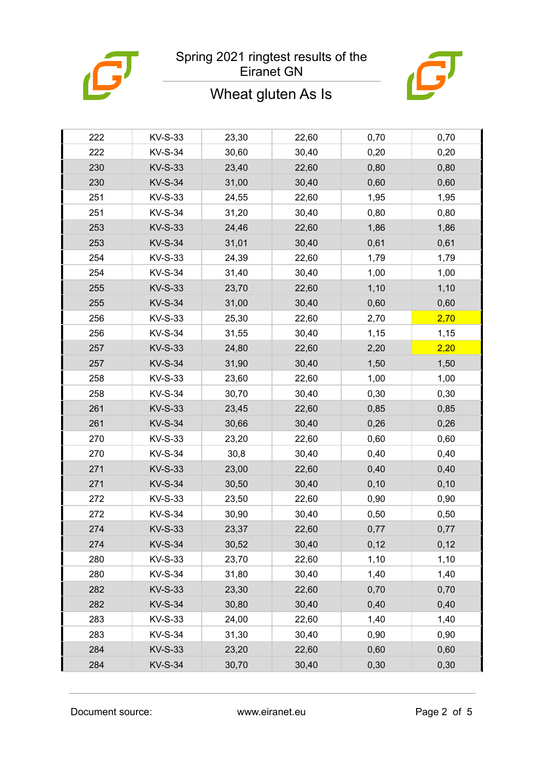# Spring 2021 ringtest results of the Eiranet GN

## Wheat gluten As Is

| | | | | | |
|---|---|---|---|---|---|
| 222 | KV-S-33 | 23,30 | 22,60 | 0,70 | 0,70 |
| 222 | KV-S-34 | 30,60 | 30,40 | 0,20 | 0,20 |
| 230 | KV-S-33 | 23,40 | 22,60 | 0,80 | 0,80 |
| 230 | KV-S-34 | 31,00 | 30,40 | 0,60 | 0,60 |
| 251 | KV-S-33 | 24,55 | 22,60 | 1,95 | 1,95 |
| 251 | KV-S-34 | 31,20 | 30,40 | 0,80 | 0,80 |
| 253 | KV-S-33 | 24,46 | 22,60 | 1,86 | 1,86 |
| 253 | KV-S-34 | 31,01 | 30,40 | 0,61 | 0,61 |
| 254 | KV-S-33 | 24,39 | 22,60 | 1,79 | 1,79 |
| 254 | KV-S-34 | 31,40 | 30,40 | 1,00 | 1,00 |
| 255 | KV-S-33 | 23,70 | 22,60 | 1,10 | 1,10 |
| 255 | KV-S-34 | 31,00 | 30,40 | 0,60 | 0,60 |
| 256 | KV-S-33 | 25,30 | 22,60 | 2,70 | 2,70 |
| 256 | KV-S-34 | 31,55 | 30,40 | 1,15 | 1,15 |
| 257 | KV-S-33 | 24,80 | 22,60 | 2,20 | 2,20 |
| 257 | KV-S-34 | 31,90 | 30,40 | 1,50 | 1,50 |
| 258 | KV-S-33 | 23,60 | 22,60 | 1,00 | 1,00 |
| 258 | KV-S-34 | 30,70 | 30,40 | 0,30 | 0,30 |
| 261 | KV-S-33 | 23,45 | 22,60 | 0,85 | 0,85 |
| 261 | KV-S-34 | 30,66 | 30,40 | 0,26 | 0,26 |
| 270 | KV-S-33 | 23,20 | 22,60 | 0,60 | 0,60 |
| 270 | KV-S-34 | 30,8 | 30,40 | 0,40 | 0,40 |
| 271 | KV-S-33 | 23,00 | 22,60 | 0,40 | 0,40 |
| 271 | KV-S-34 | 30,50 | 30,40 | 0,10 | 0,10 |
| 272 | KV-S-33 | 23,50 | 22,60 | 0,90 | 0,90 |
| 272 | KV-S-34 | 30,90 | 30,40 | 0,50 | 0,50 |
| 274 | KV-S-33 | 23,37 | 22,60 | 0,77 | 0,77 |
| 274 | KV-S-34 | 30,52 | 30,40 | 0,12 | 0,12 |
| 280 | KV-S-33 | 23,70 | 22,60 | 1,10 | 1,10 |
| 280 | KV-S-34 | 31,80 | 30,40 | 1,40 | 1,40 |
| 282 | KV-S-33 | 23,30 | 22,60 | 0,70 | 0,70 |
| 282 | KV-S-34 | 30,80 | 30,40 | 0,40 | 0,40 |
| 283 | KV-S-33 | 24,00 | 22,60 | 1,40 | 1,40 |
| 283 | KV-S-34 | 31,30 | 30,40 | 0,90 | 0,90 |
| 284 | KV-S-33 | 23,20 | 22,60 | 0,60 | 0,60 |
| 284 | KV-S-34 | 30,70 | 30,40 | 0,30 | 0,30 |

Document source: www.eiranet.eu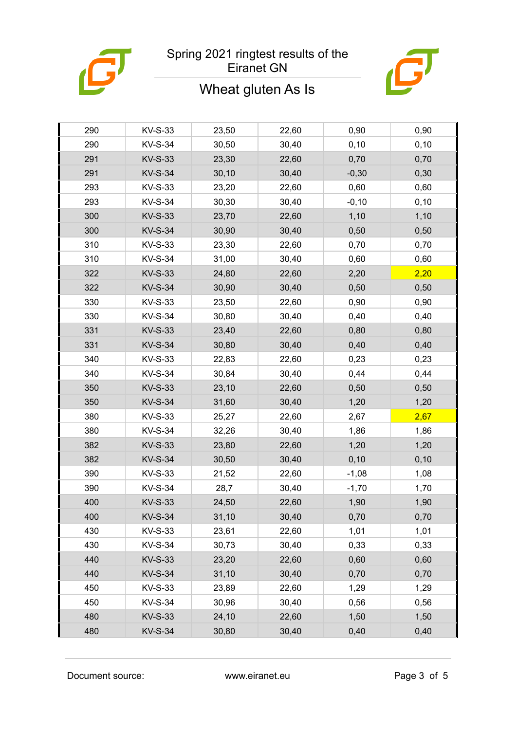| | | | | | |
|---|---|---|---|---|---|
| 290 | KV-S-33 | 23,50 | 22,60 | 0,90 | 0,90 |
| 290 | KV-S-34 | 30,50 | 30,40 | 0,10 | 0,10 |
| 291 | KV-S-33 | 23,30 | 22,60 | 0,70 | 0,70 |
| 291 | KV-S-34 | 30,10 | 30,40 | -0,30 | 0,30 |
| 293 | KV-S-33 | 23,20 | 22,60 | 0,60 | 0,60 |
| 293 | KV-S-34 | 30,30 | 30,40 | -0,10 | 0,10 |
| 300 | KV-S-33 | 23,70 | 22,60 | 1,10 | 1,10 |
| 300 | KV-S-34 | 30,90 | 30,40 | 0,50 | 0,50 |
| 310 | KV-S-33 | 23,30 | 22,60 | 0,70 | 0,70 |
| 310 | KV-S-34 | 31,00 | 30,40 | 0,60 | 0,60 |
| 322 | KV-S-33 | 24,80 | 22,60 | 2,20 | 2,20 |
| 322 | KV-S-34 | 30,90 | 30,40 | 0,50 | 0,50 |
| 330 | KV-S-33 | 23,50 | 22,60 | 0,90 | 0,90 |
| 330 | KV-S-34 | 30,80 | 30,40 | 0,40 | 0,40 |
| 331 | KV-S-33 | 23,40 | 22,60 | 0,80 | 0,80 |
| 331 | KV-S-34 | 30,80 | 30,40 | 0,40 | 0,40 |
| 340 | KV-S-33 | 22,83 | 22,60 | 0,23 | 0,23 |
| 340 | KV-S-34 | 30,84 | 30,40 | 0,44 | 0,44 |
| 350 | KV-S-33 | 23,10 | 22,60 | 0,50 | 0,50 |
| 350 | KV-S-34 | 31,60 | 30,40 | 1,20 | 1,20 |
| 380 | KV-S-33 | 25,27 | 22,60 | 2,67 | 2,67 |
| 380 | KV-S-34 | 32,26 | 30,40 | 1,86 | 1,86 |
| 382 | KV-S-33 | 23,80 | 22,60 | 1,20 | 1,20 |
| 382 | KV-S-34 | 30,50 | 30,40 | 0,10 | 0,10 |
| 390 | KV-S-33 | 21,52 | 22,60 | -1,08 | 1,08 |
| 390 | KV-S-34 | 28,7 | 30,40 | -1,70 | 1,70 |
| 400 | KV-S-33 | 24,50 | 22,60 | 1,90 | 1,90 |
| 400 | KV-S-34 | 31,10 | 30,40 | 0,70 | 0,70 |
| 430 | KV-S-33 | 23,61 | 22,60 | 1,01 | 1,01 |
| 430 | KV-S-34 | 30,73 | 30,40 | 0,33 | 0,33 |
| 440 | KV-S-33 | 23,20 | 22,60 | 0,60 | 0,60 |
| 440 | KV-S-34 | 31,10 | 30,40 | 0,70 | 0,70 |
| 450 | KV-S-33 | 23,89 | 22,60 | 1,29 | 1,29 |
| 450 | KV-S-34 | 30,96 | 30,40 | 0,56 | 0,56 |
| 480 | KV-S-33 | 24,10 | 22,60 | 1,50 | 1,50 |
| 480 | KV-S-34 | 30,80 | 30,40 | 0,40 | 0,40 |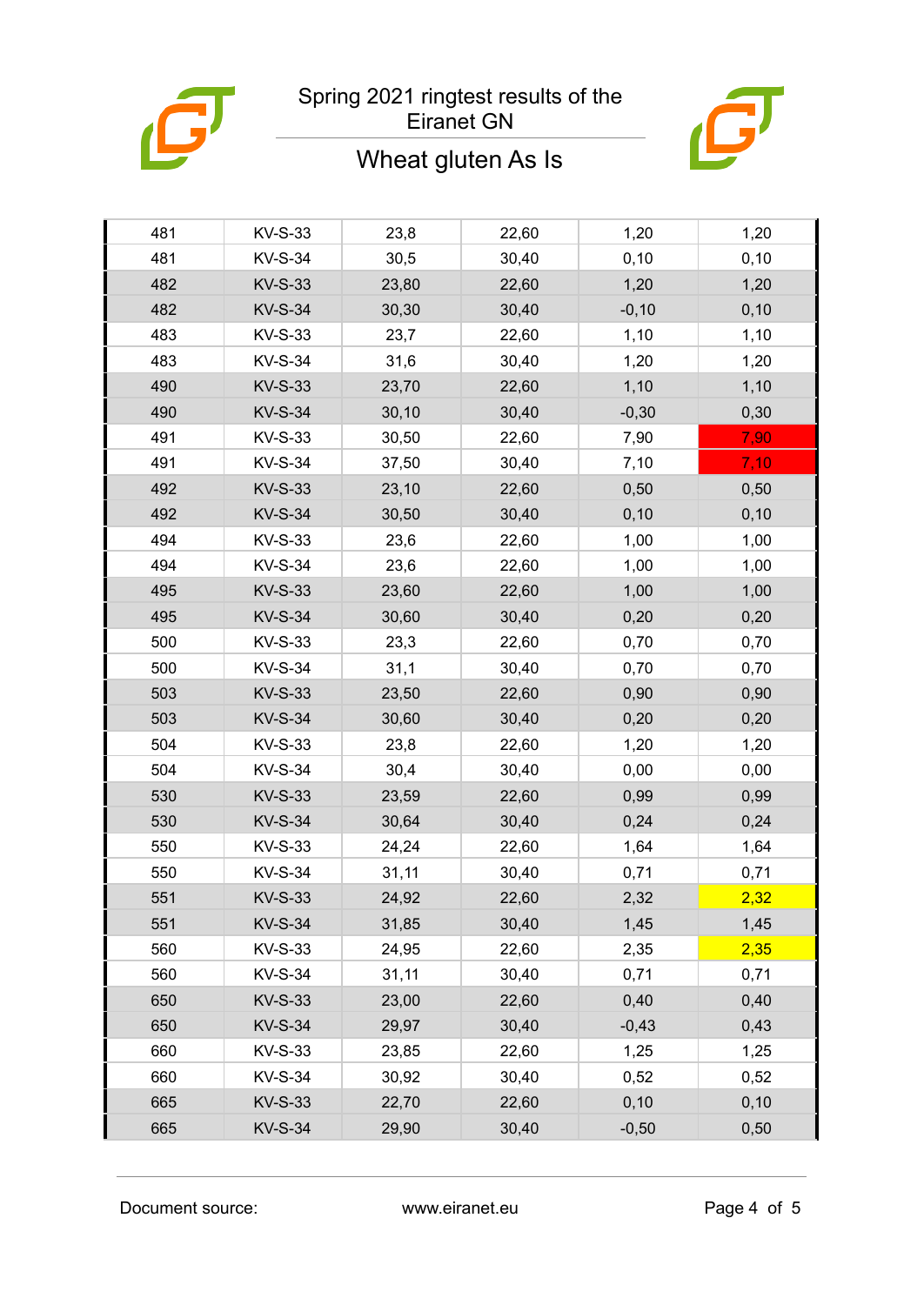# Spring 2021 ringtest results of the Eiranet GN

## Wheat gluten As Is

| | | | | | |
|---|---|---|---|---|---|
| 481 | KV-S-33 | 23,8 | 22,60 | 1,20 | 1,20 |
| 481 | KV-S-34 | 30,5 | 30,40 | 0,10 | 0,10 |
| 482 | KV-S-33 | 23,80 | 22,60 | 1,20 | 1,20 |
| 482 | KV-S-34 | 30,30 | 30,40 | -0,10 | 0,10 |
| 483 | KV-S-33 | 23,7 | 22,60 | 1,10 | 1,10 |
| 483 | KV-S-34 | 31,6 | 30,40 | 1,20 | 1,20 |
| 490 | KV-S-33 | 23,70 | 22,60 | 1,10 | 1,10 |
| 490 | KV-S-34 | 30,10 | 30,40 | -0,30 | 0,30 |
| 491 | KV-S-33 | 30,50 | 22,60 | 7,90 | 7,90 |
| 491 | KV-S-34 | 37,50 | 30,40 | 7,10 | 7,10 |
| 492 | KV-S-33 | 23,10 | 22,60 | 0,50 | 0,50 |
| 492 | KV-S-34 | 30,50 | 30,40 | 0,10 | 0,10 |
| 494 | KV-S-33 | 23,6 | 22,60 | 1,00 | 1,00 |
| 494 | KV-S-34 | 23,6 | 22,60 | 1,00 | 1,00 |
| 495 | KV-S-33 | 23,60 | 22,60 | 1,00 | 1,00 |
| 495 | KV-S-34 | 30,60 | 30,40 | 0,20 | 0,20 |
| 500 | KV-S-33 | 23,3 | 22,60 | 0,70 | 0,70 |
| 500 | KV-S-34 | 31,1 | 30,40 | 0,70 | 0,70 |
| 503 | KV-S-33 | 23,50 | 22,60 | 0,90 | 0,90 |
| 503 | KV-S-34 | 30,60 | 30,40 | 0,20 | 0,20 |
| 504 | KV-S-33 | 23,8 | 22,60 | 1,20 | 1,20 |
| 504 | KV-S-34 | 30,4 | 30,40 | 0,00 | 0,00 |
| 530 | KV-S-33 | 23,59 | 22,60 | 0,99 | 0,99 |
| 530 | KV-S-34 | 30,64 | 30,40 | 0,24 | 0,24 |
| 550 | KV-S-33 | 24,24 | 22,60 | 1,64 | 1,64 |
| 550 | KV-S-34 | 31,11 | 30,40 | 0,71 | 0,71 |
| 551 | KV-S-33 | 24,92 | 22,60 | 2,32 | 2,32 |
| 551 | KV-S-34 | 31,85 | 30,40 | 1,45 | 1,45 |
| 560 | KV-S-33 | 24,95 | 22,60 | 2,35 | 2,35 |
| 560 | KV-S-34 | 31,11 | 30,40 | 0,71 | 0,71 |
| 650 | KV-S-33 | 23,00 | 22,60 | 0,40 | 0,40 |
| 650 | KV-S-34 | 29,97 | 30,40 | -0,43 | 0,43 |
| 660 | KV-S-33 | 23,85 | 22,60 | 1,25 | 1,25 |
| 660 | KV-S-34 | 30,92 | 30,40 | 0,52 | 0,52 |
| 665 | KV-S-33 | 22,70 | 22,60 | 0,10 | 0,10 |
| 665 | KV-S-34 | 29,90 | 30,40 | -0,50 | 0,50 |

Document source: www.eiranet.eu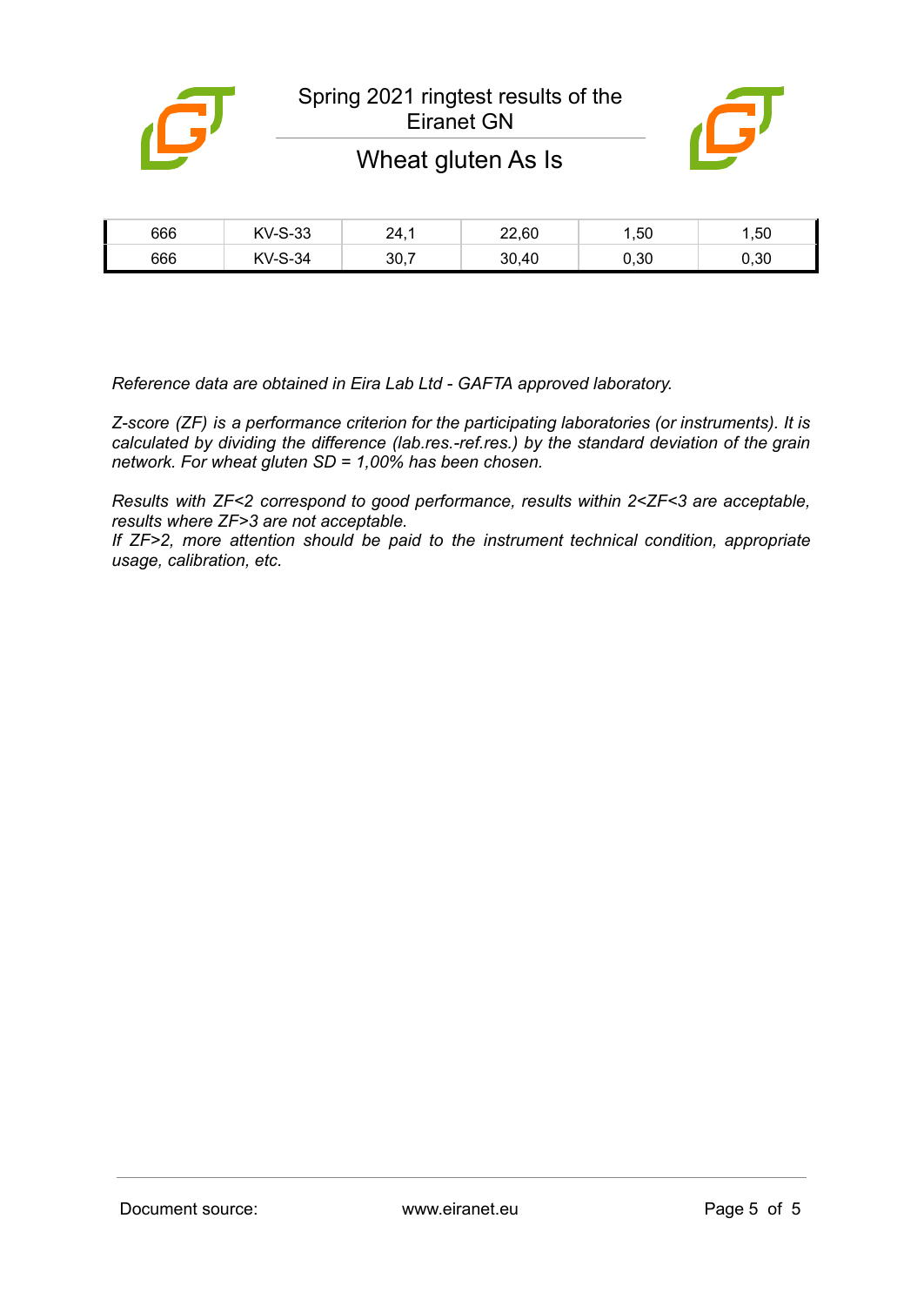| | | | | | |
|---|---|---|---|---|---|
| 666 | KV-S-33 | 24,1 | 22,60 | 1,50 | 1,50 |
| 666 | KV-S-34 | 30,7 | 30,40 | 0,30 | 0,30 |

*Reference data are obtained in Eira Lab Ltd - GAFTA approved laboratory.*

*Z-score (ZF) is a performance criterion for the participating laboratories (or instruments). It is calculated by dividing the difference (lab.res.-ref.res.) by the standard deviation of the grain network. For wheat gluten SD = 1,00% has been chosen.*

*Results with ZF<2 correspond to good performance, results within 2<ZF<3 are acceptable, results where ZF>3 are not acceptable.*
*If ZF>2, more attention should be paid to the instrument technical condition, appropriate usage, calibration, etc.*